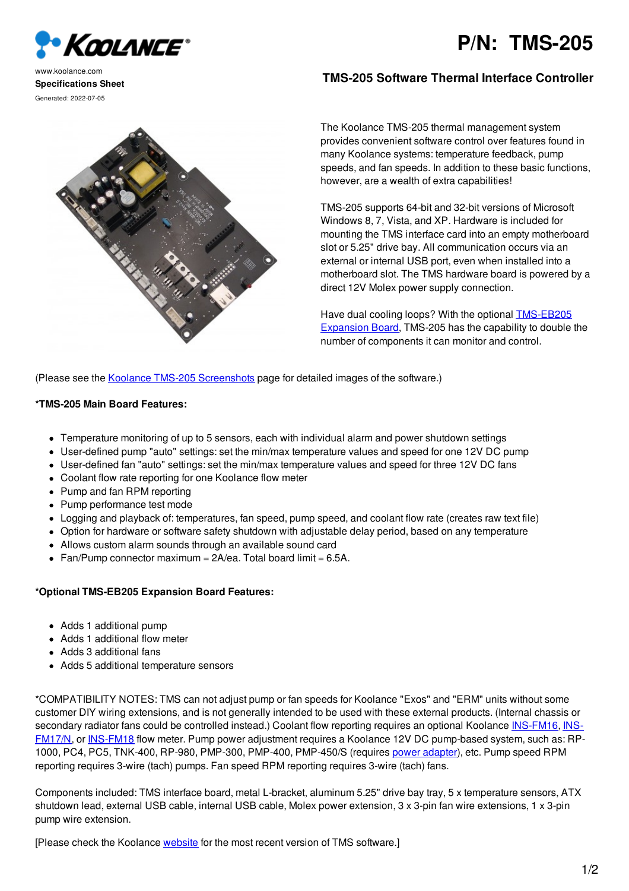www.koolance.com
**Specifications Sheet**
Generated: 2022-07-05

# P/N: TMS-205

## TMS-205 Software Thermal Interface Controller

The Koolance TMS-205 thermal management system provides convenient software control over features found in many Koolance systems: temperature feedback, pump speeds, and fan speeds. In addition to these basic functions, however, are a wealth of extra capabilities!

TMS-205 supports 64-bit and 32-bit versions of Microsoft Windows 8, 7, Vista, and XP. Hardware is included for mounting the TMS interface card into an empty motherboard slot or 5.25" drive bay. All communication occurs via an external or internal USB port, even when installed into a motherboard slot. The TMS hardware board is powered by a direct 12V Molex power supply connection.

Have dual cooling loops? With the optional TMS-EB205 Expansion Board, TMS-205 has the capability to double the number of components it can monitor and control.

(Please see the Koolance TMS-205 Screenshots page for detailed images of the software.)

**\*TMS-205 Main Board Features:**

- Temperature monitoring of up to 5 sensors, each with individual alarm and power shutdown settings
- User-defined pump "auto" settings: set the min/max temperature values and speed for one 12V DC pump
- User-defined fan "auto" settings: set the min/max temperature values and speed for three 12V DC fans
- Coolant flow rate reporting for one Koolance flow meter
- Pump and fan RPM reporting
- Pump performance test mode
- Logging and playback of: temperatures, fan speed, pump speed, and coolant flow rate (creates raw text file)
- Option for hardware or software safety shutdown with adjustable delay period, based on any temperature
- Allows custom alarm sounds through an available sound card
- Fan/Pump connector maximum = 2A/ea. Total board limit = 6.5A.

**\*Optional TMS-EB205 Expansion Board Features:**

- Adds 1 additional pump
- Adds 1 additional flow meter
- Adds 3 additional fans
- Adds 5 additional temperature sensors

\*COMPATIBILITY NOTES: TMS can not adjust pump or fan speeds for Koolance "Exos" and "ERM" units without some customer DIY wiring extensions, and is not generally intended to be used with these external products. (Internal chassis or secondary radiator fans could be controlled instead.) Coolant flow reporting requires an optional Koolance INS-FM16, INS-FM17/N, or INS-FM18 flow meter. Pump power adjustment requires a Koolance 12V DC pump-based system, such as: RP-1000, PC4, PC5, TNK-400, RP-980, PMP-300, PMP-400, PMP-450/S (requires power adapter), etc. Pump speed RPM reporting requires 3-wire (tach) pumps. Fan speed RPM reporting requires 3-wire (tach) fans.

Components included: TMS interface board, metal L-bracket, aluminum 5.25" drive bay tray, 5 x temperature sensors, ATX shutdown lead, external USB cable, internal USB cable, Molex power extension, 3 x 3-pin fan wire extensions, 1 x 3-pin pump wire extension.

[Please check the Koolance website for the most recent version of TMS software.]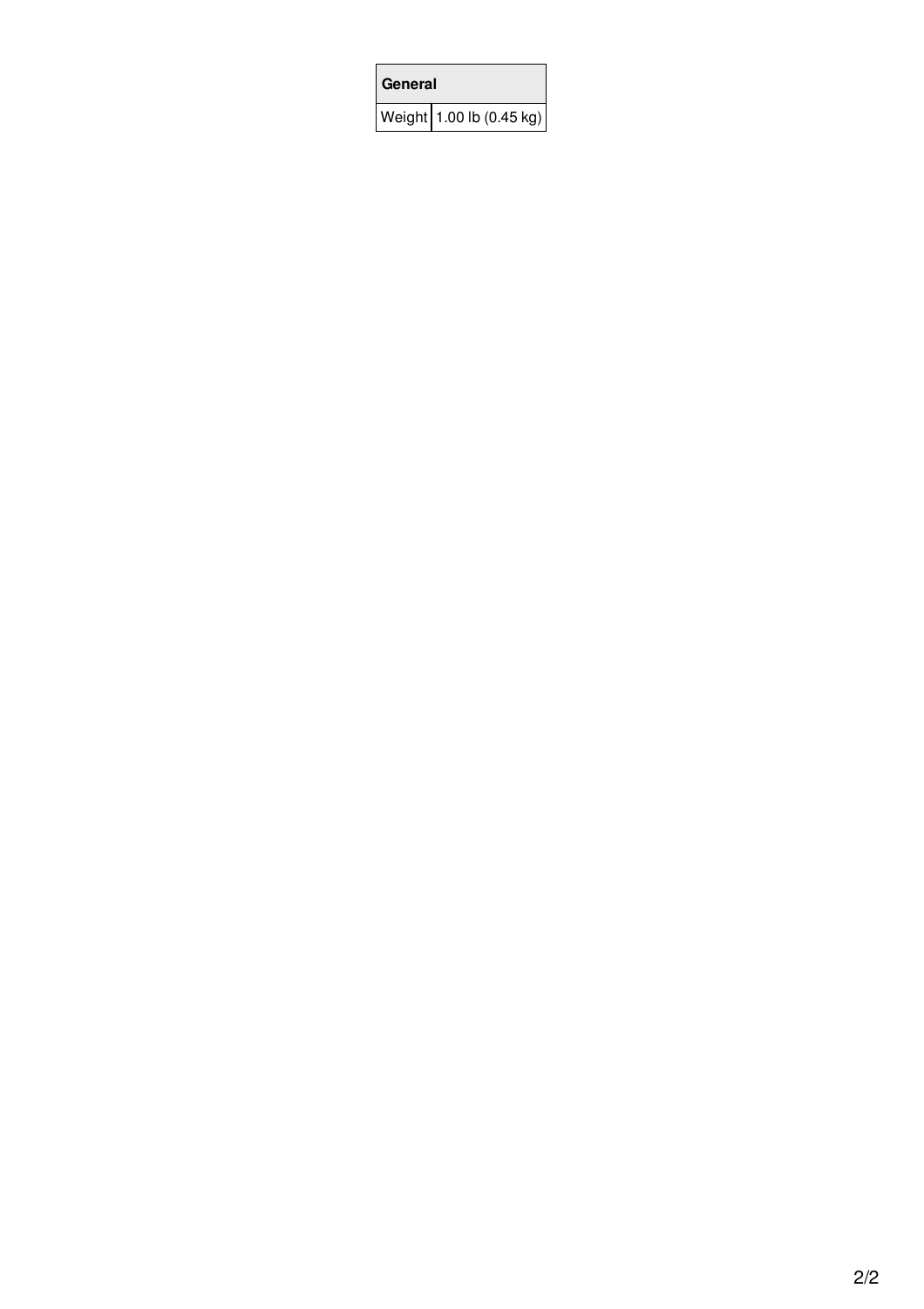| General | |
|---|---|
| Weight | 1.00 lb (0.45 kg) |